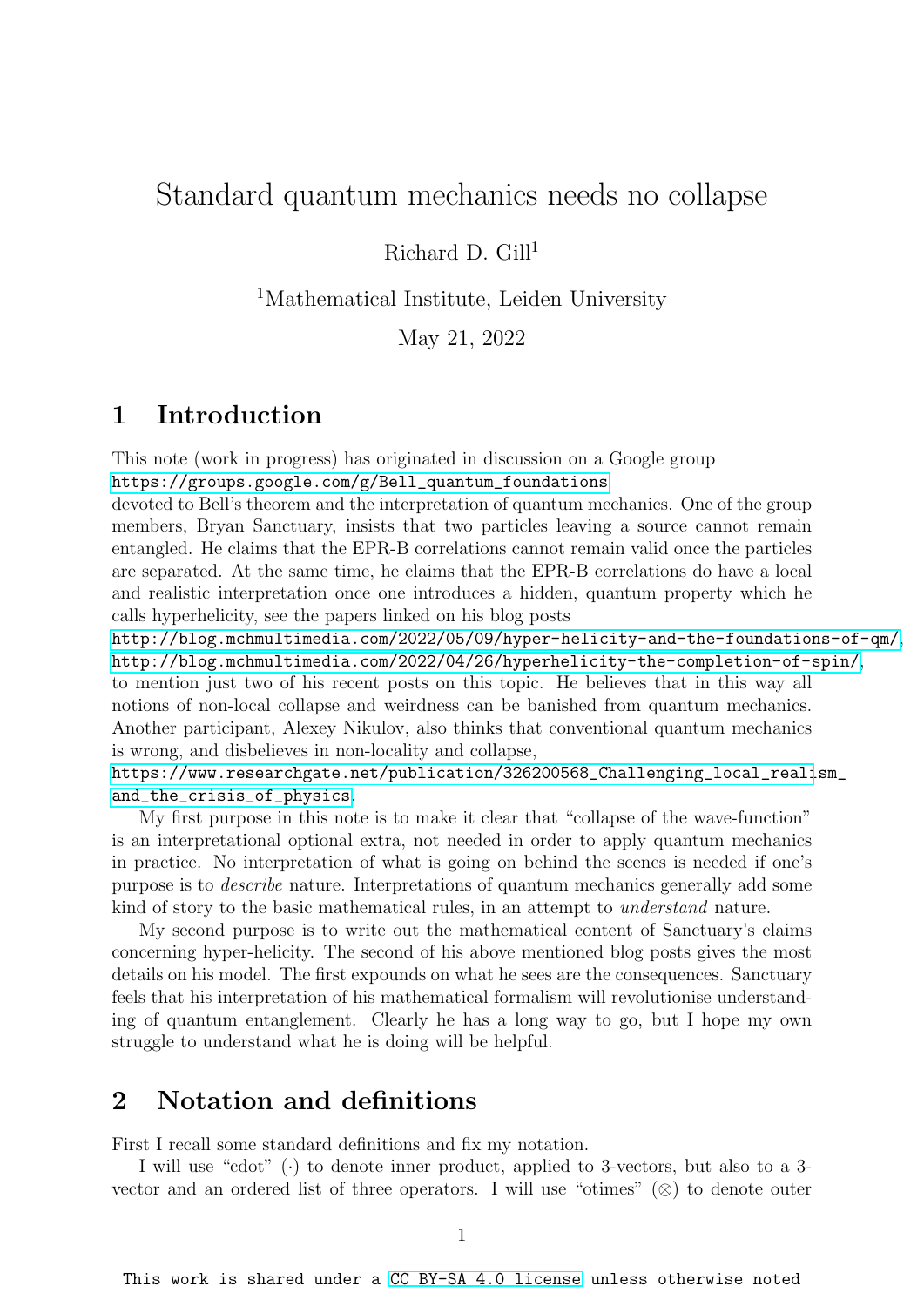# Standard quantum mechanics needs no collapse

Richard D. Gill[1]

[1]Mathematical Institute, Leiden University

May 21, 2022

## 1 Introduction

This note (work in progress) has originated in discussion on a Google group
https://groups.google.com/g/Bell_quantum_foundations
devoted to Bell's theorem and the interpretation of quantum mechanics. One of the group members, Bryan Sanctuary, insists that two particles leaving a source cannot remain entangled. He claims that the EPR-B correlations cannot remain valid once the particles are separated. At the same time, he claims that the EPR-B correlations do have a local and realistic interpretation once one introduces a hidden, quantum property which he calls hyperhelicity, see the papers linked on his blog posts
http://blog.mchmultimedia.com/2022/05/09/hyper-helicity-and-the-foundations-of-qm/,
http://blog.mchmultimedia.com/2022/04/26/hyperhelicity-the-completion-of-spin/,
to mention just two of his recent posts on this topic. He believes that in this way all notions of non-local collapse and weirdness can be banished from quantum mechanics. Another participant, Alexey Nikulov, also thinks that conventional quantum mechanics is wrong, and disbelieves in non-locality and collapse,
https://www.researchgate.net/publication/326200568_Challenging_local_realism_and_the_crisis_of_physics.

My first purpose in this note is to make it clear that "collapse of the wave-function" is an interpretational optional extra, not needed in order to apply quantum mechanics in practice. No interpretation of what is going on behind the scenes is needed if one's purpose is to *describe* nature. Interpretations of quantum mechanics generally add some kind of story to the basic mathematical rules, in an attempt to *understand* nature.

My second purpose is to write out the mathematical content of Sanctuary's claims concerning hyper-helicity. The second of his above mentioned blog posts gives the most details on his model. The first expounds on what he sees are the consequences. Sanctuary feels that his interpretation of his mathematical formalism will revolutionise understanding of quantum entanglement. Clearly he has a long way to go, but I hope my own struggle to understand what he is doing will be helpful.

## 2 Notation and definitions

First I recall some standard definitions and fix my notation.

I will use "cdot" ($\cdot$) to denote inner product, applied to 3-vectors, but also to a 3-vector and an ordered list of three operators. I will use "otimes" ($\otimes$) to denote outer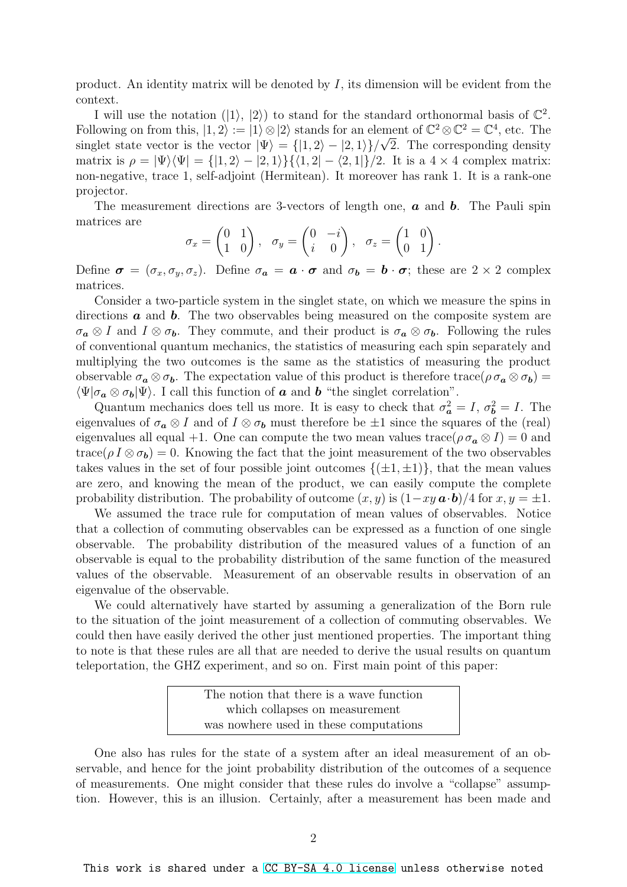product. An identity matrix will be denoted by $I$, its dimension will be evident from the context.

I will use the notation ($|1\rangle$, $|2\rangle$) to stand for the standard orthonormal basis of $\mathbb{C}^2$. Following on from this, $|1,2\rangle := |1\rangle \otimes |2\rangle$ stands for an element of $\mathbb{C}^2 \otimes \mathbb{C}^2 = \mathbb{C}^4$, etc. The singlet state vector is the vector $|\Psi\rangle = \{|1,2\rangle - |2,1\rangle\}/\sqrt{2}$. The corresponding density matrix is $\rho = |\Psi\rangle\langle\Psi| = \{|1,2\rangle - |2,1\rangle\}\{\langle 1,2| - \langle 2,1|\}/2$. It is a $4 \times 4$ complex matrix: non-negative, trace 1, self-adjoint (Hermitean). It moreover has rank 1. It is a rank-one projector.

The measurement directions are 3-vectors of length one, $\boldsymbol{a}$ and $\boldsymbol{b}$. The Pauli spin matrices are

$$\sigma_x = \begin{pmatrix} 0 & 1 \\ 1 & 0 \end{pmatrix}, \quad \sigma_y = \begin{pmatrix} 0 & -i \\ i & 0 \end{pmatrix}, \quad \sigma_z = \begin{pmatrix} 1 & 0 \\ 0 & 1 \end{pmatrix}.$$

Define $\boldsymbol{\sigma} = (\sigma_x, \sigma_y, \sigma_z)$. Define $\sigma_{\boldsymbol{a}} = \boldsymbol{a} \cdot \boldsymbol{\sigma}$ and $\sigma_{\boldsymbol{b}} = \boldsymbol{b} \cdot \boldsymbol{\sigma}$; these are $2 \times 2$ complex matrices.

Consider a two-particle system in the singlet state, on which we measure the spins in directions $\boldsymbol{a}$ and $\boldsymbol{b}$. The two observables being measured on the composite system are $\sigma_{\boldsymbol{a}} \otimes I$ and $I \otimes \sigma_{\boldsymbol{b}}$. They commute, and their product is $\sigma_{\boldsymbol{a}} \otimes \sigma_{\boldsymbol{b}}$. Following the rules of conventional quantum mechanics, the statistics of measuring each spin separately and multiplying the two outcomes is the same as the statistics of measuring the product observable $\sigma_{\boldsymbol{a}} \otimes \sigma_{\boldsymbol{b}}$. The expectation value of this product is therefore $\mathrm{trace}(\rho\, \sigma_{\boldsymbol{a}} \otimes \sigma_{\boldsymbol{b}}) = \langle\Psi|\sigma_{\boldsymbol{a}} \otimes \sigma_{\boldsymbol{b}}|\Psi\rangle$. I call this function of $\boldsymbol{a}$ and $\boldsymbol{b}$ "the singlet correlation".

Quantum mechanics does tell us more. It is easy to check that $\sigma_{\boldsymbol{a}}^2 = I$, $\sigma_{\boldsymbol{b}}^2 = I$. The eigenvalues of $\sigma_{\boldsymbol{a}} \otimes I$ and of $I \otimes \sigma_{\boldsymbol{b}}$ must therefore be $\pm 1$ since the squares of the (real) eigenvalues all equal $+1$. One can compute the two mean values $\mathrm{trace}(\rho\, \sigma_{\boldsymbol{a}} \otimes I) = 0$ and $\mathrm{trace}(\rho\, I \otimes \sigma_{\boldsymbol{b}}) = 0$. Knowing the fact that the joint measurement of the two observables takes values in the set of four possible joint outcomes $\{(\pm 1, \pm 1)\}$, that the mean values are zero, and knowing the mean of the product, we can easily compute the complete probability distribution. The probability of outcome $(x, y)$ is $(1 - xy\, \boldsymbol{a} \cdot \boldsymbol{b})/4$ for $x, y = \pm 1$.

We assumed the trace rule for computation of mean values of observables. Notice that a collection of commuting observables can be expressed as a function of one single observable. The probability distribution of the measured values of a function of an observable is equal to the probability distribution of the same function of the measured values of the observable. Measurement of an observable results in observation of an eigenvalue of the observable.

We could alternatively have started by assuming a generalization of the Born rule to the situation of the joint measurement of a collection of commuting observables. We could then have easily derived the other just mentioned properties. The important thing to note is that these rules are all that are needed to derive the usual results on quantum teleportation, the GHZ experiment, and so on. First main point of this paper:

> The notion that there is a wave function
> which collapses on measurement
> was nowhere used in these computations

One also has rules for the state of a system after an ideal measurement of an observable, and hence for the joint probability distribution of the outcomes of a sequence of measurements. One might consider that these rules do involve a "collapse" assumption. However, this is an illusion. Certainly, after a measurement has been made and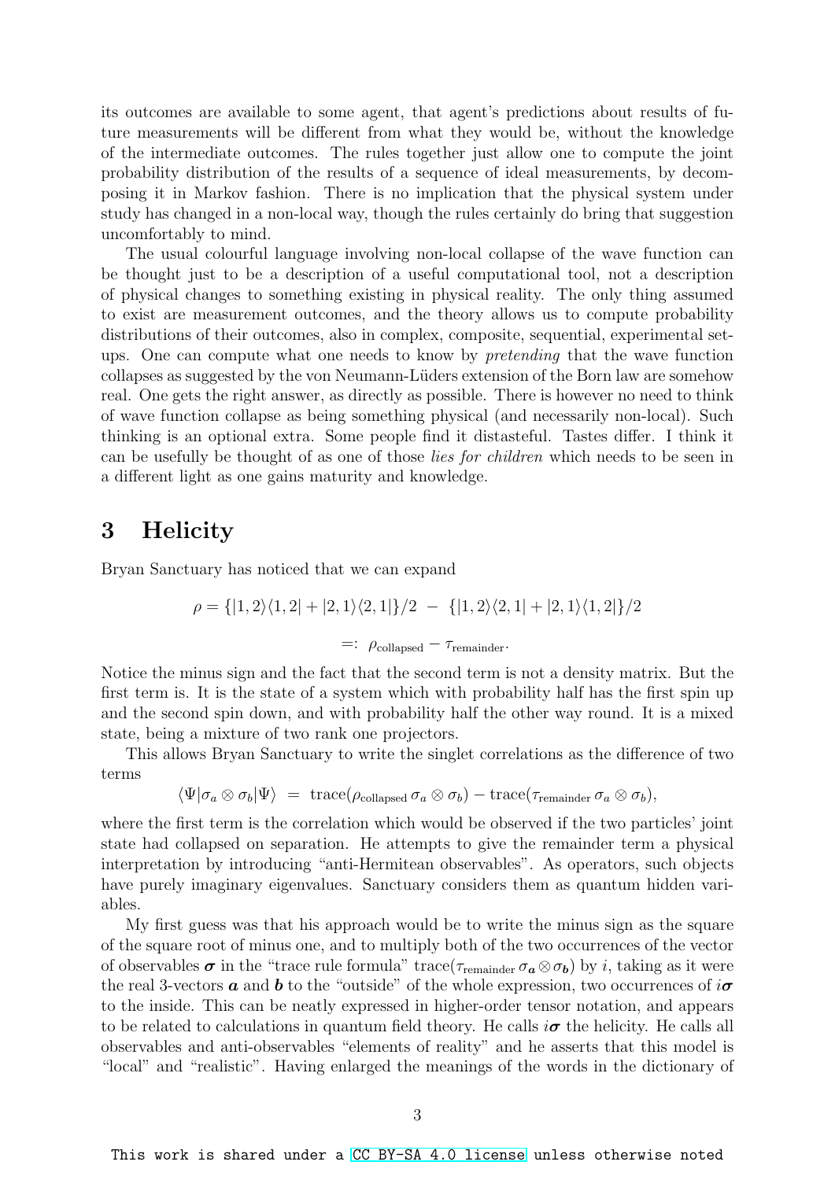its outcomes are available to some agent, that agent's predictions about results of future measurements will be different from what they would be, without the knowledge of the intermediate outcomes. The rules together just allow one to compute the joint probability distribution of the results of a sequence of ideal measurements, by decomposing it in Markov fashion. There is no implication that the physical system under study has changed in a non-local way, though the rules certainly do bring that suggestion uncomfortably to mind.

The usual colourful language involving non-local collapse of the wave function can be thought just to be a description of a useful computational tool, not a description of physical changes to something existing in physical reality. The only thing assumed to exist are measurement outcomes, and the theory allows us to compute probability distributions of their outcomes, also in complex, composite, sequential, experimental set-ups. One can compute what one needs to know by *pretending* that the wave function collapses as suggested by the von Neumann-Lüders extension of the Born law are somehow real. One gets the right answer, as directly as possible. There is however no need to think of wave function collapse as being something physical (and necessarily non-local). Such thinking is an optional extra. Some people find it distasteful. Tastes differ. I think it can be usefully be thought of as one of those *lies for children* which needs to be seen in a different light as one gains maturity and knowledge.

## 3 Helicity

Bryan Sanctuary has noticed that we can expand

$$\rho = \{|1,2\rangle\langle 1,2| + |2,1\rangle\langle 2,1|\}/2 \; - \; \{|1,2\rangle\langle 2,1| + |2,1\rangle\langle 1,2|\}/2$$

$$=: \; \rho_{\text{collapsed}} - \tau_{\text{remainder}}.$$

Notice the minus sign and the fact that the second term is not a density matrix. But the first term is. It is the state of a system which with probability half has the first spin up and the second spin down, and with probability half the other way round. It is a mixed state, being a mixture of two rank one projectors.

This allows Bryan Sanctuary to write the singlet correlations as the difference of two terms

$$\langle\Psi|\sigma_a \otimes \sigma_b|\Psi\rangle \;=\; \text{trace}(\rho_{\text{collapsed}}\, \sigma_a \otimes \sigma_b) - \text{trace}(\tau_{\text{remainder}}\, \sigma_a \otimes \sigma_b),$$

where the first term is the correlation which would be observed if the two particles' joint state had collapsed on separation. He attempts to give the remainder term a physical interpretation by introducing "anti-Hermitean observables". As operators, such objects have purely imaginary eigenvalues. Sanctuary considers them as quantum hidden variables.

My first guess was that his approach would be to write the minus sign as the square of the square root of minus one, and to multiply both of the two occurrences of the vector of observables $\boldsymbol{\sigma}$ in the "trace rule formula" $\text{trace}(\tau_{\text{remainder}}\, \sigma_{\boldsymbol{a}} \otimes \sigma_{\boldsymbol{b}})$ by $i$, taking as it were the real 3-vectors $\boldsymbol{a}$ and $\boldsymbol{b}$ to the "outside" of the whole expression, two occurrences of $i\boldsymbol{\sigma}$ to the inside. This can be neatly expressed in higher-order tensor notation, and appears to be related to calculations in quantum field theory. He calls $i\boldsymbol{\sigma}$ the helicity. He calls all observables and anti-observables "elements of reality" and he asserts that this model is "local" and "realistic". Having enlarged the meanings of the words in the dictionary of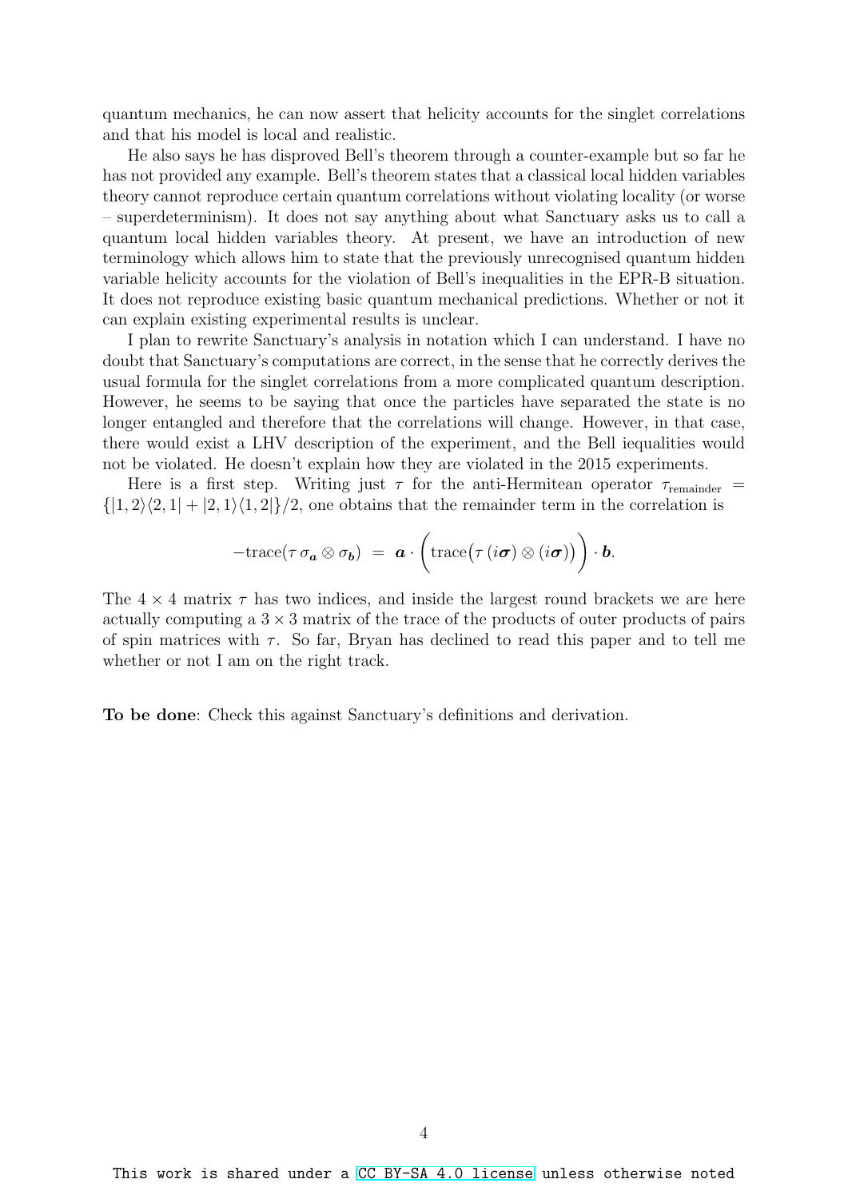quantum mechanics, he can now assert that helicity accounts for the singlet correlations and that his model is local and realistic.

He also says he has disproved Bell's theorem through a counter-example but so far he has not provided any example. Bell's theorem states that a classical local hidden variables theory cannot reproduce certain quantum correlations without violating locality (or worse – superdeterminism). It does not say anything about what Sanctuary asks us to call a quantum local hidden variables theory. At present, we have an introduction of new terminology which allows him to state that the previously unrecognised quantum hidden variable helicity accounts for the violation of Bell's inequalities in the EPR-B situation. It does not reproduce existing basic quantum mechanical predictions. Whether or not it can explain existing experimental results is unclear.

I plan to rewrite Sanctuary's analysis in notation which I can understand. I have no doubt that Sanctuary's computations are correct, in the sense that he correctly derives the usual formula for the singlet correlations from a more complicated quantum description. However, he seems to be saying that once the particles have separated the state is no longer entangled and therefore that the correlations will change. However, in that case, there would exist a LHV description of the experiment, and the Bell iequalities would not be violated. He doesn't explain how they are violated in the 2015 experiments.

Here is a first step. Writing just $\tau$ for the anti-Hermitean operator $\tau_{\text{remainder}} = \{|1,2\rangle\langle 2,1| + |2,1\rangle\langle 1,2|\}/2$, one obtains that the remainder term in the correlation is

$$-\mathrm{trace}(\tau\, \sigma_{\boldsymbol{a}} \otimes \sigma_{\boldsymbol{b}}) \;=\; \boldsymbol{a} \cdot \Big(\mathrm{trace}\big(\tau\,(i\boldsymbol{\sigma}) \otimes (i\boldsymbol{\sigma})\big)\Big) \cdot \boldsymbol{b}.$$

The $4 \times 4$ matrix $\tau$ has two indices, and inside the largest round brackets we are here actually computing a $3 \times 3$ matrix of the trace of the products of outer products of pairs of spin matrices with $\tau$. So far, Bryan has declined to read this paper and to tell me whether or not I am on the right track.

**To be done**: Check this against Sanctuary's definitions and derivation.

This work is shared under a CC BY-SA 4.0 license unless otherwise noted